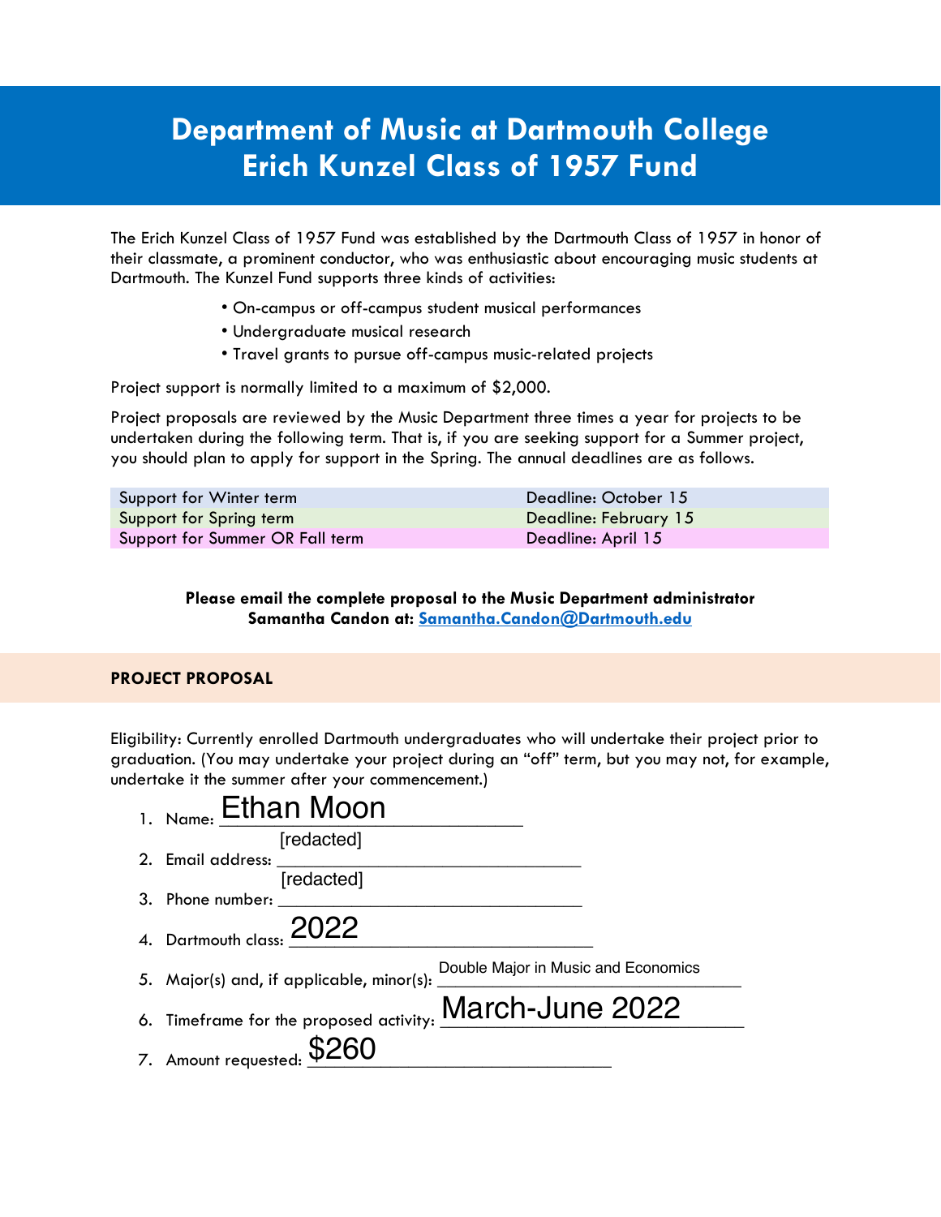# Department of Music at Dartmouth College
# Erich Kunzel Class of 1957 Fund

The Erich Kunzel Class of 1957 Fund was established by the Dartmouth Class of 1957 in honor of their classmate, a prominent conductor, who was enthusiastic about encouraging music students at Dartmouth. The Kunzel Fund supports three kinds of activities:

- On-campus or off-campus student musical performances
- Undergraduate musical research
- Travel grants to pursue off-campus music-related projects

Project support is normally limited to a maximum of $2,000.

Project proposals are reviewed by the Music Department three times a year for projects to be undertaken during the following term. That is, if you are seeking support for a Summer project, you should plan to apply for support in the Spring. The annual deadlines are as follows.

| | |
|---|---|
| Support for Winter term | Deadline: October 15 |
| Support for Spring term | Deadline: February 15 |
| Support for Summer OR Fall term | Deadline: April 15 |

**Please email the complete proposal to the Music Department administrator Samantha Candon at: [Samantha.Candon@Dartmouth.edu](mailto:Samantha.Candon@Dartmouth.edu)**

## PROJECT PROPOSAL

Eligibility: Currently enrolled Dartmouth undergraduates who will undertake their project prior to graduation. (You may undertake your project during an "off" term, but you may not, for example, undertake it the summer after your commencement.)

1. Name: Ethan Moon
2. Email address: [redacted]
3. Phone number: [redacted]
4. Dartmouth class: 2022
5. Major(s) and, if applicable, minor(s): Double Major in Music and Economics
6. Timeframe for the proposed activity: March-June 2022
7. Amount requested: $260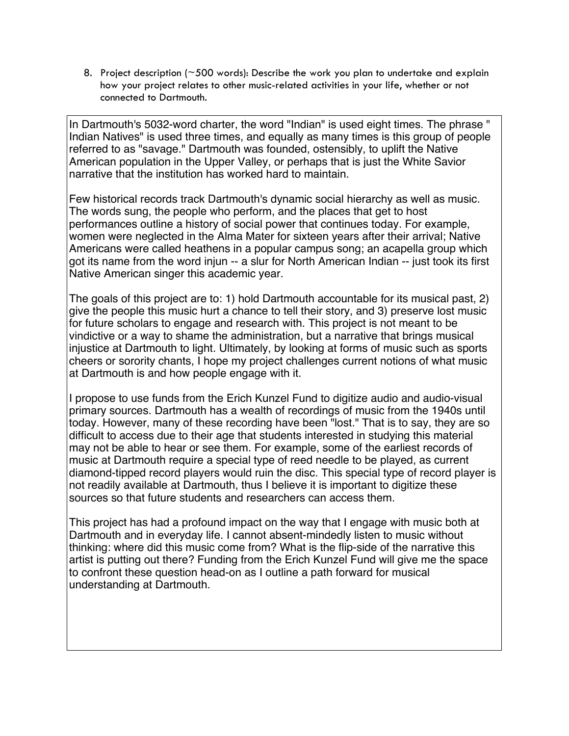8. Project description (~500 words): Describe the work you plan to undertake and explain how your project relates to other music-related activities in your life, whether or not connected to Dartmouth.

In Dartmouth's 5032-word charter, the word "Indian" is used eight times. The phrase " Indian Natives" is used three times, and equally as many times is this group of people referred to as "savage." Dartmouth was founded, ostensibly, to uplift the Native American population in the Upper Valley, or perhaps that is just the White Savior narrative that the institution has worked hard to maintain.

Few historical records track Dartmouth's dynamic social hierarchy as well as music. The words sung, the people who perform, and the places that get to host performances outline a history of social power that continues today. For example, women were neglected in the Alma Mater for sixteen years after their arrival; Native Americans were called heathens in a popular campus song; an acapella group which got its name from the word injun -- a slur for North American Indian -- just took its first Native American singer this academic year.

The goals of this project are to: 1) hold Dartmouth accountable for its musical past, 2) give the people this music hurt a chance to tell their story, and 3) preserve lost music for future scholars to engage and research with. This project is not meant to be vindictive or a way to shame the administration, but a narrative that brings musical injustice at Dartmouth to light. Ultimately, by looking at forms of music such as sports cheers or sorority chants, I hope my project challenges current notions of what music at Dartmouth is and how people engage with it.

I propose to use funds from the Erich Kunzel Fund to digitize audio and audio-visual primary sources. Dartmouth has a wealth of recordings of music from the 1940s until today. However, many of these recording have been "lost." That is to say, they are so difficult to access due to their age that students interested in studying this material may not be able to hear or see them. For example, some of the earliest records of music at Dartmouth require a special type of reed needle to be played, as current diamond-tipped record players would ruin the disc. This special type of record player is not readily available at Dartmouth, thus I believe it is important to digitize these sources so that future students and researchers can access them.

This project has had a profound impact on the way that I engage with music both at Dartmouth and in everyday life. I cannot absent-mindedly listen to music without thinking: where did this music come from? What is the flip-side of the narrative this artist is putting out there? Funding from the Erich Kunzel Fund will give me the space to confront these question head-on as I outline a path forward for musical understanding at Dartmouth.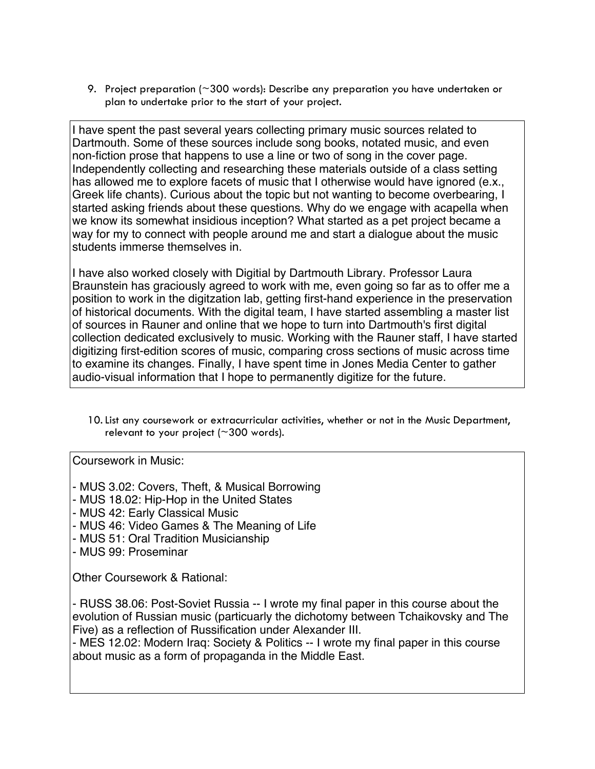9. Project preparation (~300 words): Describe any preparation you have undertaken or plan to undertake prior to the start of your project.

I have spent the past several years collecting primary music sources related to Dartmouth. Some of these sources include song books, notated music, and even non-fiction prose that happens to use a line or two of song in the cover page. Independently collecting and researching these materials outside of a class setting has allowed me to explore facets of music that I otherwise would have ignored (e.x., Greek life chants). Curious about the topic but not wanting to become overbearing, I started asking friends about these questions. Why do we engage with acapella when we know its somewhat insidious inception? What started as a pet project became a way for my to connect with people around me and start a dialogue about the music students immerse themselves in.

I have also worked closely with Digitial by Dartmouth Library. Professor Laura Braunstein has graciously agreed to work with me, even going so far as to offer me a position to work in the digitzation lab, getting first-hand experience in the preservation of historical documents. With the digital team, I have started assembling a master list of sources in Rauner and online that we hope to turn into Dartmouth's first digital collection dedicated exclusively to music. Working with the Rauner staff, I have started digitizing first-edition scores of music, comparing cross sections of music across time to examine its changes. Finally, I have spent time in Jones Media Center to gather audio-visual information that I hope to permanently digitize for the future.

10. List any coursework or extracurricular activities, whether or not in the Music Department, relevant to your project (~300 words).

Coursework in Music:

- MUS 3.02: Covers, Theft, & Musical Borrowing
- MUS 18.02: Hip-Hop in the United States
- MUS 42: Early Classical Music
- MUS 46: Video Games & The Meaning of Life
- MUS 51: Oral Tradition Musicianship
- MUS 99: Proseminar

Other Coursework & Rational:

- RUSS 38.06: Post-Soviet Russia -- I wrote my final paper in this course about the evolution of Russian music (particuarly the dichotomy between Tchaikovsky and The Five) as a reflection of Russification under Alexander III.
- MES 12.02: Modern Iraq: Society & Politics -- I wrote my final paper in this course about music as a form of propaganda in the Middle East.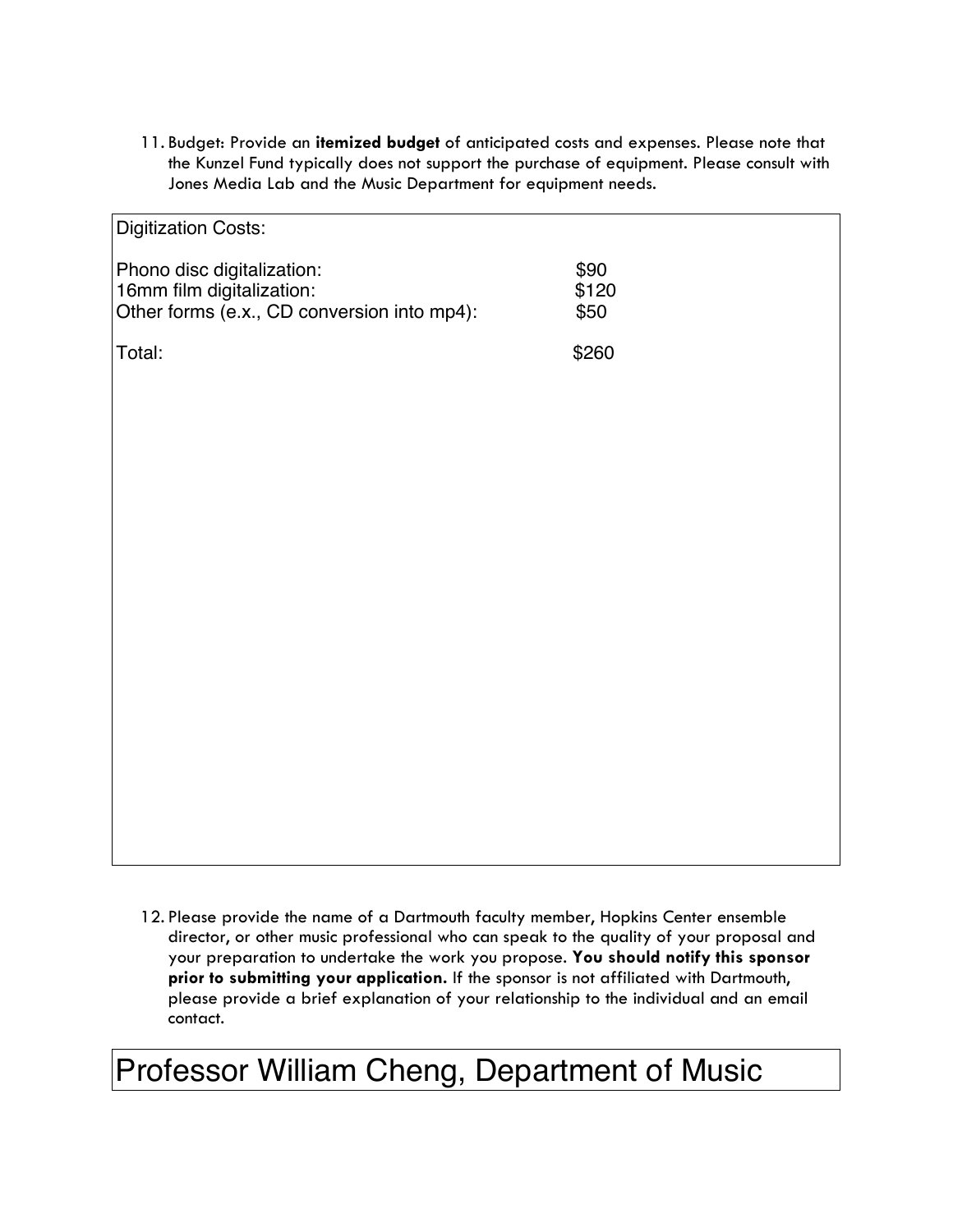11. Budget: Provide an **itemized budget** of anticipated costs and expenses. Please note that the Kunzel Fund typically does not support the purchase of equipment. Please consult with Jones Media Lab and the Music Department for equipment needs.

Digitization Costs:

| | |
|---|---|
| Phono disc digitalization: | $90 |
| 16mm film digitalization: | $120 |
| Other forms (e.x., CD conversion into mp4): | $50 |
| Total: | $260 |

12. Please provide the name of a Dartmouth faculty member, Hopkins Center ensemble director, or other music professional who can speak to the quality of your proposal and your preparation to undertake the work you propose. **You should notify this sponsor prior to submitting your application.** If the sponsor is not affiliated with Dartmouth, please provide a brief explanation of your relationship to the individual and an email contact.

Professor William Cheng, Department of Music